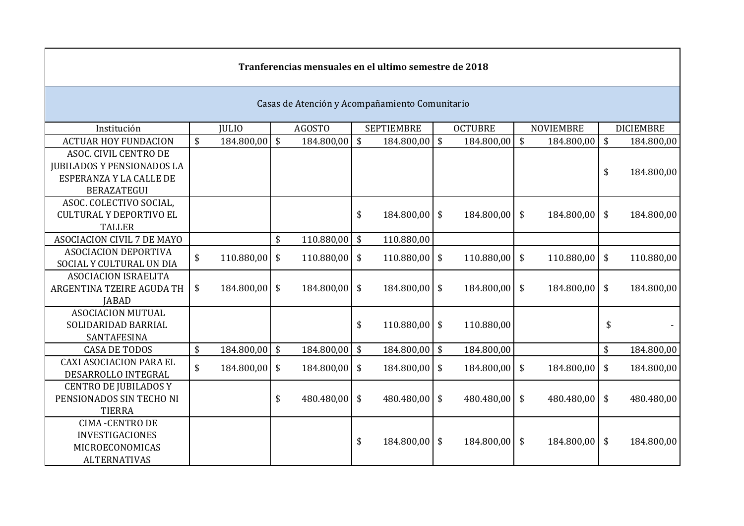| Tranferencias mensuales en el ultimo semestre de 2018 | | | | | | |
|---|---|---|---|---|---|---|
| Casas de Atención y Acompañamiento Comunitario | | | | | | |
| Institución | JULIO | AGOSTO | SEPTIEMBRE | OCTUBRE | NOVIEMBRE | DICIEMBRE |
| ACTUAR HOY FUNDACION | $ 184.800,00 | $ 184.800,00 | $ 184.800,00 | $ 184.800,00 | $ 184.800,00 | $ 184.800,00 |
| ASOC. CIVIL CENTRO DE JUBILADOS Y PENSIONADOS LA ESPERANZA Y LA CALLE DE BERAZATEGUI | | | | | | $ 184.800,00 |
| ASOC. COLECTIVO SOCIAL, CULTURAL Y DEPORTIVO EL TALLER | | | $ 184.800,00 | $ 184.800,00 | $ 184.800,00 | $ 184.800,00 |
| ASOCIACION CIVIL 7 DE MAYO | | $ 110.880,00 | $ 110.880,00 | | | |
| ASOCIACION DEPORTIVA SOCIAL Y CULTURAL UN DIA | $ 110.880,00 | $ 110.880,00 | $ 110.880,00 | $ 110.880,00 | $ 110.880,00 | $ 110.880,00 |
| ASOCIACION ISRAELITA ARGENTINA TZEIRE AGUDA TH JABAD | $ 184.800,00 | $ 184.800,00 | $ 184.800,00 | $ 184.800,00 | $ 184.800,00 | $ 184.800,00 |
| ASOCIACION MUTUAL SOLIDARIDAD BARRIAL SANTAFESINA | | | $ 110.880,00 | $ 110.880,00 | | $ - |
| CASA DE TODOS | $ 184.800,00 | $ 184.800,00 | $ 184.800,00 | $ 184.800,00 | | $ 184.800,00 |
| CAXI ASOCIACION PARA EL DESARROLLO INTEGRAL | $ 184.800,00 | $ 184.800,00 | $ 184.800,00 | $ 184.800,00 | $ 184.800,00 | $ 184.800,00 |
| CENTRO DE JUBILADOS Y PENSIONADOS SIN TECHO NI TIERRA | | $ 480.480,00 | $ 480.480,00 | $ 480.480,00 | $ 480.480,00 | $ 480.480,00 |
| CIMA -CENTRO DE INVESTIGACIONES MICROECONOMICAS ALTERNATIVAS | | | $ 184.800,00 | $ 184.800,00 | $ 184.800,00 | $ 184.800,00 |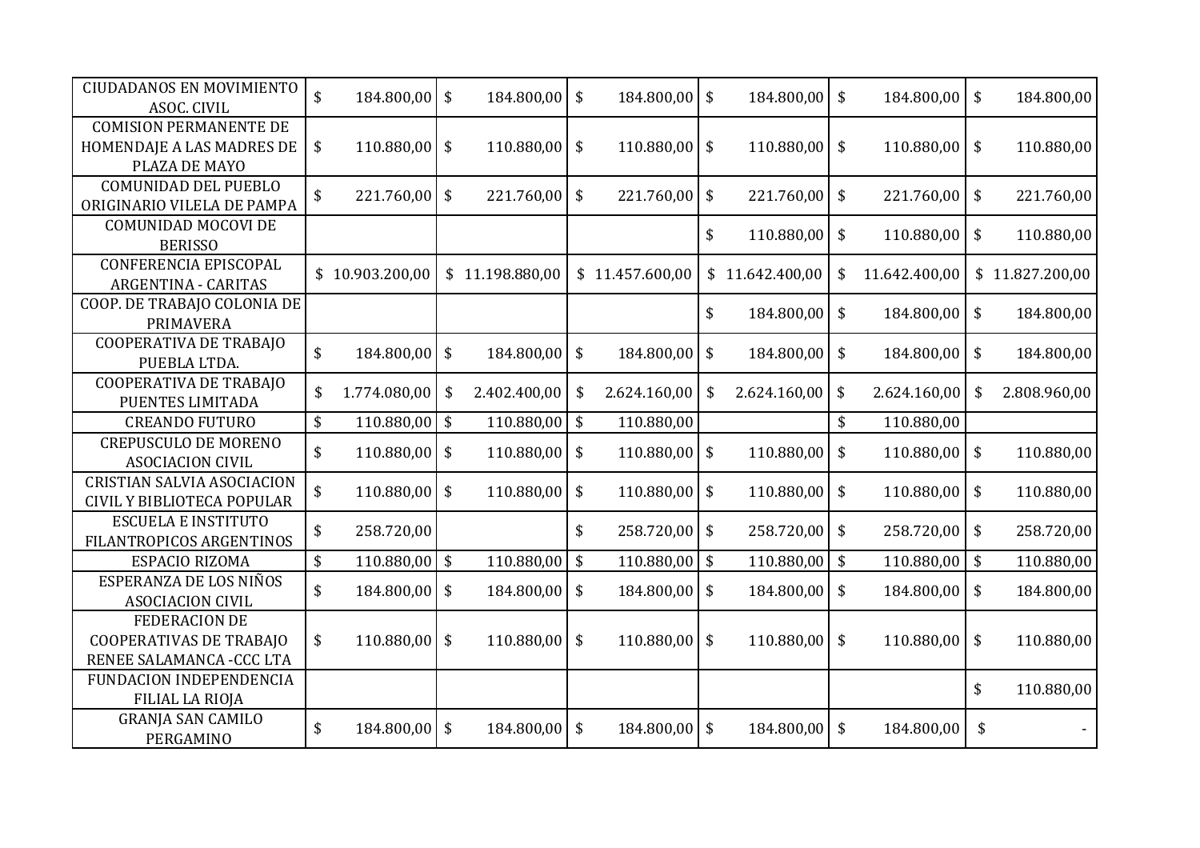| | | | | | | |
|---|---|---|---|---|---|---|
| CIUDADANOS EN MOVIMIENTO ASOC. CIVIL | $ 184.800,00 | $ 184.800,00 | $ 184.800,00 | $ 184.800,00 | $ 184.800,00 | $ 184.800,00 |
| COMISION PERMANENTE DE HOMENDAJE A LAS MADRES DE PLAZA DE MAYO | $ 110.880,00 | $ 110.880,00 | $ 110.880,00 | $ 110.880,00 | $ 110.880,00 | $ 110.880,00 |
| COMUNIDAD DEL PUEBLO ORIGINARIO VILELA DE PAMPA | $ 221.760,00 | $ 221.760,00 | $ 221.760,00 | $ 221.760,00 | $ 221.760,00 | $ 221.760,00 |
| COMUNIDAD MOCOVI DE BERISSO | | | | $ 110.880,00 | $ 110.880,00 | $ 110.880,00 |
| CONFERENCIA EPISCOPAL ARGENTINA - CARITAS | $ 10.903.200,00 | $ 11.198.880,00 | $ 11.457.600,00 | $ 11.642.400,00 | $ 11.642.400,00 | $ 11.827.200,00 |
| COOP. DE TRABAJO COLONIA DE PRIMAVERA | | | | $ 184.800,00 | $ 184.800,00 | $ 184.800,00 |
| COOPERATIVA DE TRABAJO PUEBLA LTDA. | $ 184.800,00 | $ 184.800,00 | $ 184.800,00 | $ 184.800,00 | $ 184.800,00 | $ 184.800,00 |
| COOPERATIVA DE TRABAJO PUENTES LIMITADA | $ 1.774.080,00 | $ 2.402.400,00 | $ 2.624.160,00 | $ 2.624.160,00 | $ 2.624.160,00 | $ 2.808.960,00 |
| CREANDO FUTURO | $ 110.880,00 | $ 110.880,00 | $ 110.880,00 | | $ 110.880,00 | |
| CREPUSCULO DE MORENO ASOCIACION CIVIL | $ 110.880,00 | $ 110.880,00 | $ 110.880,00 | $ 110.880,00 | $ 110.880,00 | $ 110.880,00 |
| CRISTIAN SALVIA ASOCIACION CIVIL Y BIBLIOTECA POPULAR | $ 110.880,00 | $ 110.880,00 | $ 110.880,00 | $ 110.880,00 | $ 110.880,00 | $ 110.880,00 |
| ESCUELA E INSTITUTO FILANTROPICOS ARGENTINOS | $ 258.720,00 | | $ 258.720,00 | $ 258.720,00 | $ 258.720,00 | $ 258.720,00 |
| ESPACIO RIZOMA | $ 110.880,00 | $ 110.880,00 | $ 110.880,00 | $ 110.880,00 | $ 110.880,00 | $ 110.880,00 |
| ESPERANZA DE LOS NIÑOS ASOCIACION CIVIL | $ 184.800,00 | $ 184.800,00 | $ 184.800,00 | $ 184.800,00 | $ 184.800,00 | $ 184.800,00 |
| FEDERACION DE COOPERATIVAS DE TRABAJO RENEE SALAMANCA -CCC LTA | $ 110.880,00 | $ 110.880,00 | $ 110.880,00 | $ 110.880,00 | $ 110.880,00 | $ 110.880,00 |
| FUNDACION INDEPENDENCIA FILIAL LA RIOJA | | | | | | $ 110.880,00 |
| GRANJA SAN CAMILO PERGAMINO | $ 184.800,00 | $ 184.800,00 | $ 184.800,00 | $ 184.800,00 | $ 184.800,00 | $ - |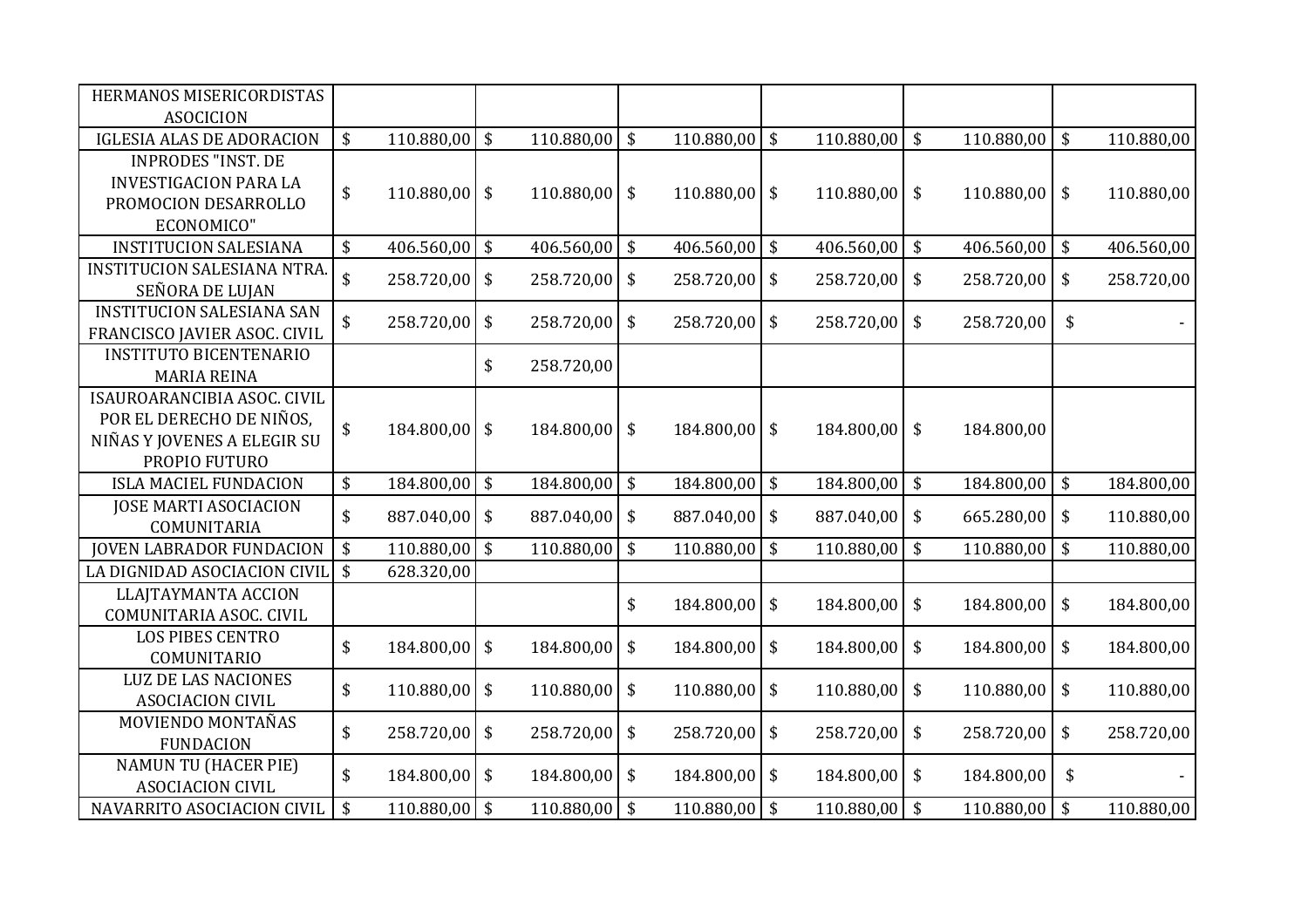| | | | | | | |
|---|---|---|---|---|---|---|
| HERMANOS MISERICORDISTAS ASOCICION | | | | | | |
| IGLESIA ALAS DE ADORACION | $ 110.880,00 | $ 110.880,00 | $ 110.880,00 | $ 110.880,00 | $ 110.880,00 | $ 110.880,00 |
| INPRODES "INST. DE INVESTIGACION PARA LA PROMOCION DESARROLLO ECONOMICO" | $ 110.880,00 | $ 110.880,00 | $ 110.880,00 | $ 110.880,00 | $ 110.880,00 | $ 110.880,00 |
| INSTITUCION SALESIANA | $ 406.560,00 | $ 406.560,00 | $ 406.560,00 | $ 406.560,00 | $ 406.560,00 | $ 406.560,00 |
| INSTITUCION SALESIANA NTRA. SEÑORA DE LUJAN | $ 258.720,00 | $ 258.720,00 | $ 258.720,00 | $ 258.720,00 | $ 258.720,00 | $ 258.720,00 |
| INSTITUCION SALESIANA SAN FRANCISCO JAVIER ASOC. CIVIL | $ 258.720,00 | $ 258.720,00 | $ 258.720,00 | $ 258.720,00 | $ 258.720,00 | $ - |
| INSTITUTO BICENTENARIO MARIA REINA | | $ 258.720,00 | | | | |
| ISAUROARANCIBIA ASOC. CIVIL POR EL DERECHO DE NIÑOS, NIÑAS Y JOVENES A ELEGIR SU PROPIO FUTURO | $ 184.800,00 | $ 184.800,00 | $ 184.800,00 | $ 184.800,00 | $ 184.800,00 | |
| ISLA MACIEL FUNDACION | $ 184.800,00 | $ 184.800,00 | $ 184.800,00 | $ 184.800,00 | $ 184.800,00 | $ 184.800,00 |
| JOSE MARTI ASOCIACION COMUNITARIA | $ 887.040,00 | $ 887.040,00 | $ 887.040,00 | $ 887.040,00 | $ 665.280,00 | $ 110.880,00 |
| JOVEN LABRADOR FUNDACION | $ 110.880,00 | $ 110.880,00 | $ 110.880,00 | $ 110.880,00 | $ 110.880,00 | $ 110.880,00 |
| LA DIGNIDAD ASOCIACION CIVIL | $ 628.320,00 | | | | | |
| LLAJTAYMANTA ACCION COMUNITARIA ASOC. CIVIL | | | $ 184.800,00 | $ 184.800,00 | $ 184.800,00 | $ 184.800,00 |
| LOS PIBES CENTRO COMUNITARIO | $ 184.800,00 | $ 184.800,00 | $ 184.800,00 | $ 184.800,00 | $ 184.800,00 | $ 184.800,00 |
| LUZ DE LAS NACIONES ASOCIACION CIVIL | $ 110.880,00 | $ 110.880,00 | $ 110.880,00 | $ 110.880,00 | $ 110.880,00 | $ 110.880,00 |
| MOVIENDO MONTAÑAS FUNDACION | $ 258.720,00 | $ 258.720,00 | $ 258.720,00 | $ 258.720,00 | $ 258.720,00 | $ 258.720,00 |
| NAMUN TU (HACER PIE) ASOCIACION CIVIL | $ 184.800,00 | $ 184.800,00 | $ 184.800,00 | $ 184.800,00 | $ 184.800,00 | $ - |
| NAVARRITO ASOCIACION CIVIL | $ 110.880,00 | $ 110.880,00 | $ 110.880,00 | $ 110.880,00 | $ 110.880,00 | $ 110.880,00 |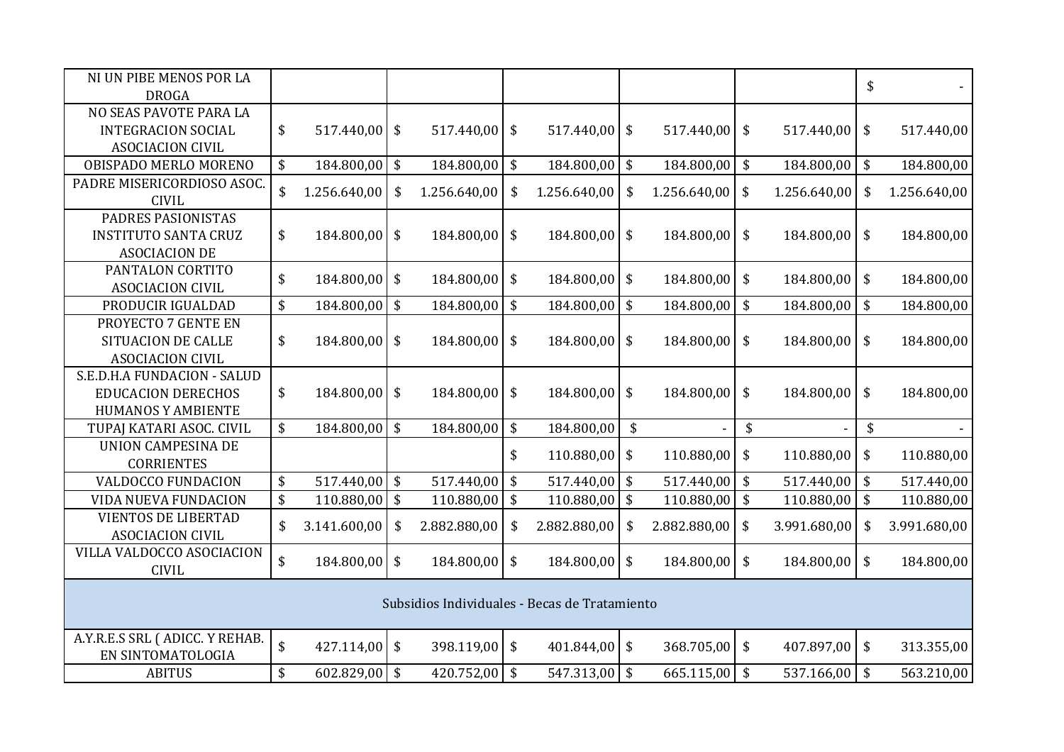| | | | | | | |
|---|---|---|---|---|---|---|
| NI UN PIBE MENOS POR LA DROGA | | | | | | $ - |
| NO SEAS PAVOTE PARA LA INTEGRACION SOCIAL ASOCIACION CIVIL | $ 517.440,00 | $ 517.440,00 | $ 517.440,00 | $ 517.440,00 | $ 517.440,00 | $ 517.440,00 |
| OBISPADO MERLO MORENO | $ 184.800,00 | $ 184.800,00 | $ 184.800,00 | $ 184.800,00 | $ 184.800,00 | $ 184.800,00 |
| PADRE MISERICORDIOSO ASOC. CIVIL | $ 1.256.640,00 | $ 1.256.640,00 | $ 1.256.640,00 | $ 1.256.640,00 | $ 1.256.640,00 | $ 1.256.640,00 |
| PADRES PASIONISTAS INSTITUTO SANTA CRUZ ASOCIACION DE | $ 184.800,00 | $ 184.800,00 | $ 184.800,00 | $ 184.800,00 | $ 184.800,00 | $ 184.800,00 |
| PANTALON CORTITO ASOCIACION CIVIL | $ 184.800,00 | $ 184.800,00 | $ 184.800,00 | $ 184.800,00 | $ 184.800,00 | $ 184.800,00 |
| PRODUCIR IGUALDAD | $ 184.800,00 | $ 184.800,00 | $ 184.800,00 | $ 184.800,00 | $ 184.800,00 | $ 184.800,00 |
| PROYECTO 7 GENTE EN SITUACION DE CALLE ASOCIACION CIVIL | $ 184.800,00 | $ 184.800,00 | $ 184.800,00 | $ 184.800,00 | $ 184.800,00 | $ 184.800,00 |
| S.E.D.H.A FUNDACION - SALUD EDUCACION DERECHOS HUMANOS Y AMBIENTE | $ 184.800,00 | $ 184.800,00 | $ 184.800,00 | $ 184.800,00 | $ 184.800,00 | $ 184.800,00 |
| TUPAJ KATARI ASOC. CIVIL | $ 184.800,00 | $ 184.800,00 | $ 184.800,00 | $ - | $ - | $ - |
| UNION CAMPESINA DE CORRIENTES | | | $ 110.880,00 | $ 110.880,00 | $ 110.880,00 | $ 110.880,00 |
| VALDOCCO FUNDACION | $ 517.440,00 | $ 517.440,00 | $ 517.440,00 | $ 517.440,00 | $ 517.440,00 | $ 517.440,00 |
| VIDA NUEVA FUNDACION | $ 110.880,00 | $ 110.880,00 | $ 110.880,00 | $ 110.880,00 | $ 110.880,00 | $ 110.880,00 |
| VIENTOS DE LIBERTAD ASOCIACION CIVIL | $ 3.141.600,00 | $ 2.882.880,00 | $ 2.882.880,00 | $ 2.882.880,00 | $ 3.991.680,00 | $ 3.991.680,00 |
| VILLA VALDOCCO ASOCIACION CIVIL | $ 184.800,00 | $ 184.800,00 | $ 184.800,00 | $ 184.800,00 | $ 184.800,00 | $ 184.800,00 |
| Subsidios Individuales - Becas de Tratamiento | | | | | | |
| A.Y.R.E.S SRL ( ADICC. Y REHAB. EN SINTOMATOLOGIA | $ 427.114,00 | $ 398.119,00 | $ 401.844,00 | $ 368.705,00 | $ 407.897,00 | $ 313.355,00 |
| ABITUS | $ 602.829,00 | $ 420.752,00 | $ 547.313,00 | $ 665.115,00 | $ 537.166,00 | $ 563.210,00 |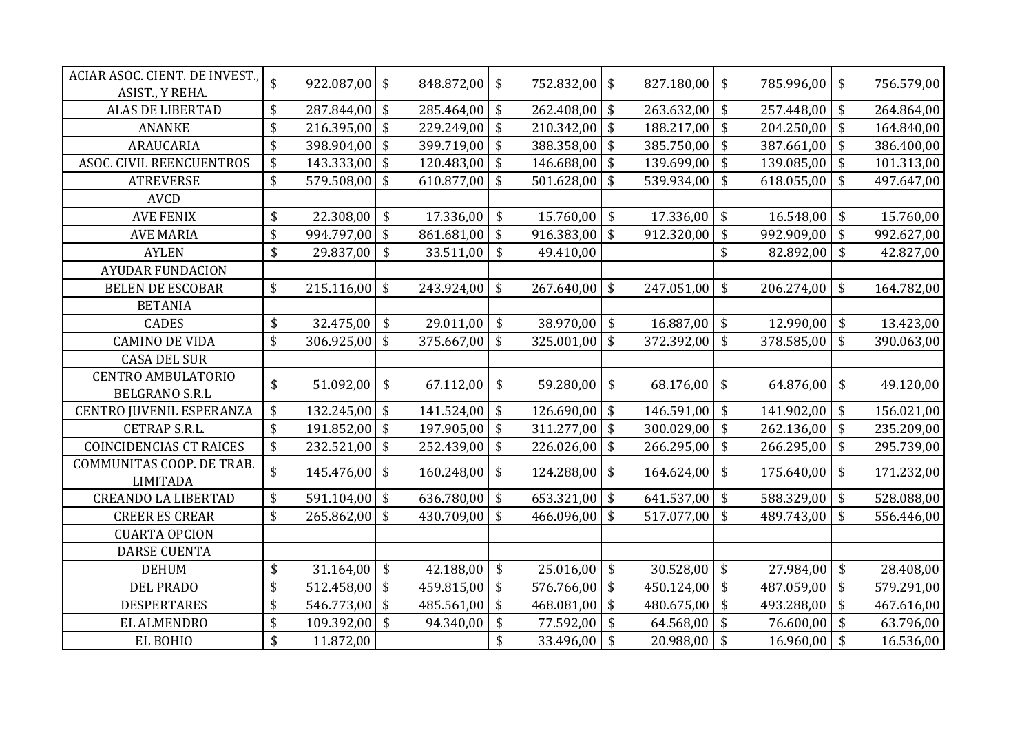| ACIAR ASOC. CIENT. DE INVEST., ASIST., Y REHA. | $ 922.087,00 | $ 848.872,00 | $ 752.832,00 | $ 827.180,00 | $ 785.996,00 | $ 756.579,00 |
|---|---|---|---|---|---|---|
| ALAS DE LIBERTAD | $ 287.844,00 | $ 285.464,00 | $ 262.408,00 | $ 263.632,00 | $ 257.448,00 | $ 264.864,00 |
| ANANKE | $ 216.395,00 | $ 229.249,00 | $ 210.342,00 | $ 188.217,00 | $ 204.250,00 | $ 164.840,00 |
| ARAUCARIA | $ 398.904,00 | $ 399.719,00 | $ 388.358,00 | $ 385.750,00 | $ 387.661,00 | $ 386.400,00 |
| ASOC. CIVIL REENCUENTROS | $ 143.333,00 | $ 120.483,00 | $ 146.688,00 | $ 139.699,00 | $ 139.085,00 | $ 101.313,00 |
| ATREVERSE | $ 579.508,00 | $ 610.877,00 | $ 501.628,00 | $ 539.934,00 | $ 618.055,00 | $ 497.647,00 |
| AVCD | | | | | | |
| AVE FENIX | $ 22.308,00 | $ 17.336,00 | $ 15.760,00 | $ 17.336,00 | $ 16.548,00 | $ 15.760,00 |
| AVE MARIA | $ 994.797,00 | $ 861.681,00 | $ 916.383,00 | $ 912.320,00 | $ 992.909,00 | $ 992.627,00 |
| AYLEN | $ 29.837,00 | $ 33.511,00 | $ 49.410,00 | | $ 82.892,00 | $ 42.827,00 |
| AYUDAR FUNDACION | | | | | | |
| BELEN DE ESCOBAR | $ 215.116,00 | $ 243.924,00 | $ 267.640,00 | $ 247.051,00 | $ 206.274,00 | $ 164.782,00 |
| BETANIA | | | | | | |
| CADES | $ 32.475,00 | $ 29.011,00 | $ 38.970,00 | $ 16.887,00 | $ 12.990,00 | $ 13.423,00 |
| CAMINO DE VIDA | $ 306.925,00 | $ 375.667,00 | $ 325.001,00 | $ 372.392,00 | $ 378.585,00 | $ 390.063,00 |
| CASA DEL SUR | | | | | | |
| CENTRO AMBULATORIO BELGRANO S.R.L | $ 51.092,00 | $ 67.112,00 | $ 59.280,00 | $ 68.176,00 | $ 64.876,00 | $ 49.120,00 |
| CENTRO JUVENIL ESPERANZA | $ 132.245,00 | $ 141.524,00 | $ 126.690,00 | $ 146.591,00 | $ 141.902,00 | $ 156.021,00 |
| CETRAP S.R.L. | $ 191.852,00 | $ 197.905,00 | $ 311.277,00 | $ 300.029,00 | $ 262.136,00 | $ 235.209,00 |
| COINCIDENCIAS CT RAICES | $ 232.521,00 | $ 252.439,00 | $ 226.026,00 | $ 266.295,00 | $ 266.295,00 | $ 295.739,00 |
| COMMUNITAS COOP. DE TRAB. LIMITADA | $ 145.476,00 | $ 160.248,00 | $ 124.288,00 | $ 164.624,00 | $ 175.640,00 | $ 171.232,00 |
| CREANDO LA LIBERTAD | $ 591.104,00 | $ 636.780,00 | $ 653.321,00 | $ 641.537,00 | $ 588.329,00 | $ 528.088,00 |
| CREER ES CREAR | $ 265.862,00 | $ 430.709,00 | $ 466.096,00 | $ 517.077,00 | $ 489.743,00 | $ 556.446,00 |
| CUARTA OPCION | | | | | | |
| DARSE CUENTA | | | | | | |
| DEHUM | $ 31.164,00 | $ 42.188,00 | $ 25.016,00 | $ 30.528,00 | $ 27.984,00 | $ 28.408,00 |
| DEL PRADO | $ 512.458,00 | $ 459.815,00 | $ 576.766,00 | $ 450.124,00 | $ 487.059,00 | $ 579.291,00 |
| DESPERTARES | $ 546.773,00 | $ 485.561,00 | $ 468.081,00 | $ 480.675,00 | $ 493.288,00 | $ 467.616,00 |
| EL ALMENDRO | $ 109.392,00 | $ 94.340,00 | $ 77.592,00 | $ 64.568,00 | $ 76.600,00 | $ 63.796,00 |
| EL BOHIO | $ 11.872,00 | | $ 33.496,00 | $ 20.988,00 | $ 16.960,00 | $ 16.536,00 |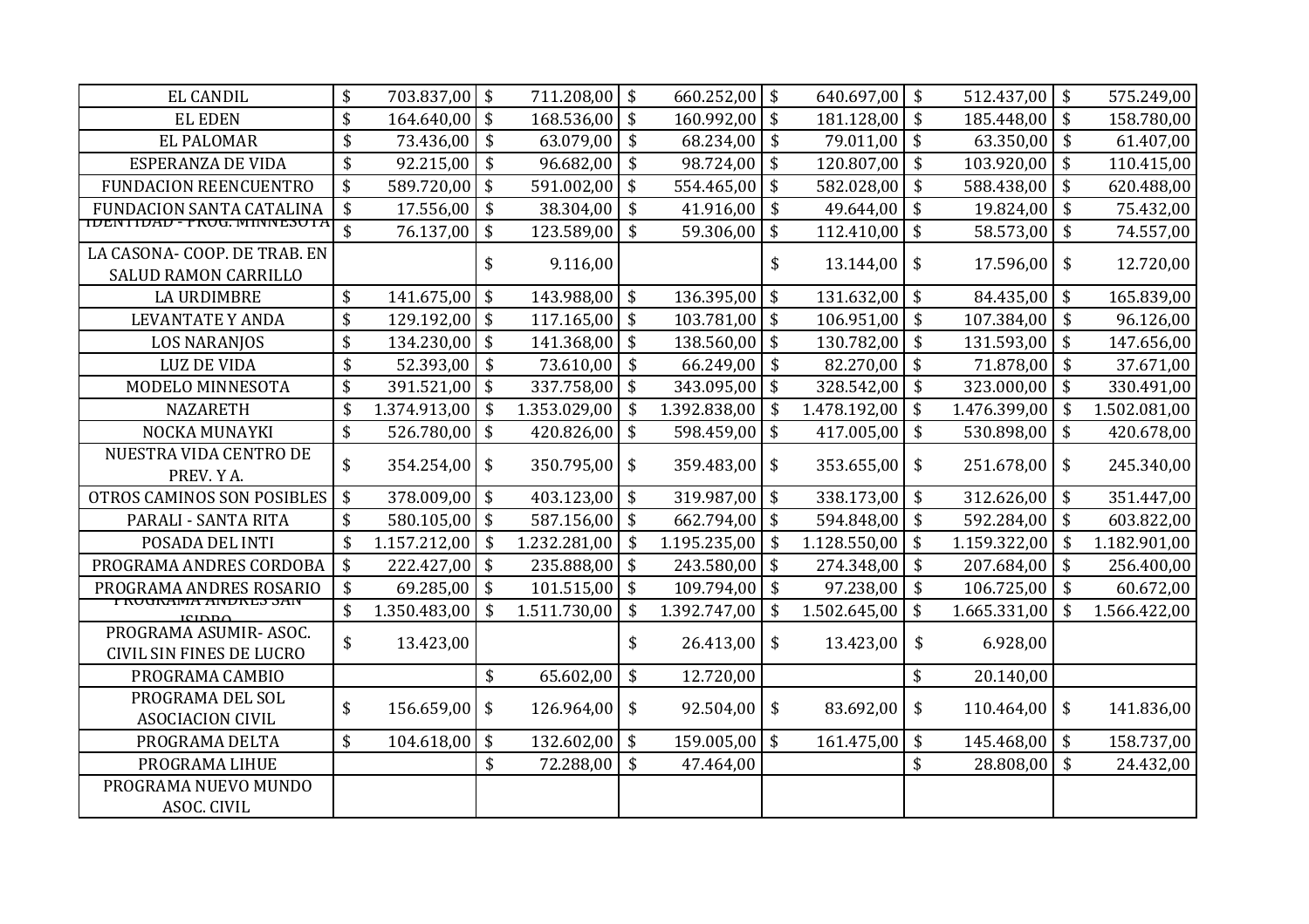| | | | | | | |
|---|---|---|---|---|---|---|
| EL CANDIL | $ 703.837,00 | $ 711.208,00 | $ 660.252,00 | $ 640.697,00 | $ 512.437,00 | $ 575.249,00 |
| EL EDEN | $ 164.640,00 | $ 168.536,00 | $ 160.992,00 | $ 181.128,00 | $ 185.448,00 | $ 158.780,00 |
| EL PALOMAR | $ 73.436,00 | $ 63.079,00 | $ 68.234,00 | $ 79.011,00 | $ 63.350,00 | $ 61.407,00 |
| ESPERANZA DE VIDA | $ 92.215,00 | $ 96.682,00 | $ 98.724,00 | $ 120.807,00 | $ 103.920,00 | $ 110.415,00 |
| FUNDACION REENCUENTRO | $ 589.720,00 | $ 591.002,00 | $ 554.465,00 | $ 582.028,00 | $ 588.438,00 | $ 620.488,00 |
| FUNDACION SANTA CATALINA | $ 17.556,00 | $ 38.304,00 | $ 41.916,00 | $ 49.644,00 | $ 19.824,00 | $ 75.432,00 |
| IDENTIDAD - PROG. MINNESOTA | $ 76.137,00 | $ 123.589,00 | $ 59.306,00 | $ 112.410,00 | $ 58.573,00 | $ 74.557,00 |
| LA CASONA- COOP. DE TRAB. EN SALUD RAMON CARRILLO | | $ 9.116,00 | | $ 13.144,00 | $ 17.596,00 | $ 12.720,00 |
| LA URDIMBRE | $ 141.675,00 | $ 143.988,00 | $ 136.395,00 | $ 131.632,00 | $ 84.435,00 | $ 165.839,00 |
| LEVANTATE Y ANDA | $ 129.192,00 | $ 117.165,00 | $ 103.781,00 | $ 106.951,00 | $ 107.384,00 | $ 96.126,00 |
| LOS NARANJOS | $ 134.230,00 | $ 141.368,00 | $ 138.560,00 | $ 130.782,00 | $ 131.593,00 | $ 147.656,00 |
| LUZ DE VIDA | $ 52.393,00 | $ 73.610,00 | $ 66.249,00 | $ 82.270,00 | $ 71.878,00 | $ 37.671,00 |
| MODELO MINNESOTA | $ 391.521,00 | $ 337.758,00 | $ 343.095,00 | $ 328.542,00 | $ 323.000,00 | $ 330.491,00 |
| NAZARETH | $ 1.374.913,00 | $ 1.353.029,00 | $ 1.392.838,00 | $ 1.478.192,00 | $ 1.476.399,00 | $ 1.502.081,00 |
| NOCKA MUNAYKI | $ 526.780,00 | $ 420.826,00 | $ 598.459,00 | $ 417.005,00 | $ 530.898,00 | $ 420.678,00 |
| NUESTRA VIDA CENTRO DE PREV. Y A. | $ 354.254,00 | $ 350.795,00 | $ 359.483,00 | $ 353.655,00 | $ 251.678,00 | $ 245.340,00 |
| OTROS CAMINOS SON POSIBLES | $ 378.009,00 | $ 403.123,00 | $ 319.987,00 | $ 338.173,00 | $ 312.626,00 | $ 351.447,00 |
| PARALI - SANTA RITA | $ 580.105,00 | $ 587.156,00 | $ 662.794,00 | $ 594.848,00 | $ 592.284,00 | $ 603.822,00 |
| POSADA DEL INTI | $ 1.157.212,00 | $ 1.232.281,00 | $ 1.195.235,00 | $ 1.128.550,00 | $ 1.159.322,00 | $ 1.182.901,00 |
| PROGRAMA ANDRES CORDOBA | $ 222.427,00 | $ 235.888,00 | $ 243.580,00 | $ 274.348,00 | $ 207.684,00 | $ 256.400,00 |
| PROGRAMA ANDRES ROSARIO | $ 69.285,00 | $ 101.515,00 | $ 109.794,00 | $ 97.238,00 | $ 106.725,00 | $ 60.672,00 |
| PROGRAMA ANDRES SAN ISIDRO | $ 1.350.483,00 | $ 1.511.730,00 | $ 1.392.747,00 | $ 1.502.645,00 | $ 1.665.331,00 | $ 1.566.422,00 |
| PROGRAMA ASUMIR- ASOC. CIVIL SIN FINES DE LUCRO | $ 13.423,00 | | $ 26.413,00 | $ 13.423,00 | $ 6.928,00 | |
| PROGRAMA CAMBIO | | $ 65.602,00 | $ 12.720,00 | | $ 20.140,00 | |
| PROGRAMA DEL SOL ASOCIACION CIVIL | $ 156.659,00 | $ 126.964,00 | $ 92.504,00 | $ 83.692,00 | $ 110.464,00 | $ 141.836,00 |
| PROGRAMA DELTA | $ 104.618,00 | $ 132.602,00 | $ 159.005,00 | $ 161.475,00 | $ 145.468,00 | $ 158.737,00 |
| PROGRAMA LIHUE | | $ 72.288,00 | $ 47.464,00 | | $ 28.808,00 | $ 24.432,00 |
| PROGRAMA NUEVO MUNDO ASOC. CIVIL | | | | | | |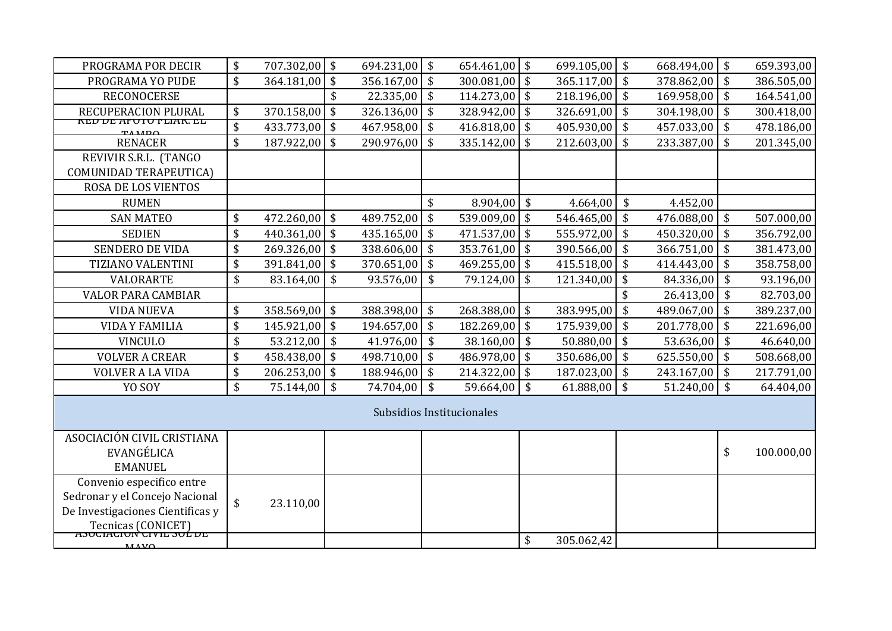| | | | | | | |
|---|---|---|---|---|---|---|
| PROGRAMA POR DECIR | $ 707.302,00 | $ 694.231,00 | $ 654.461,00 | $ 699.105,00 | $ 668.494,00 | $ 659.393,00 |
| PROGRAMA YO PUDE | $ 364.181,00 | $ 356.167,00 | $ 300.081,00 | $ 365.117,00 | $ 378.862,00 | $ 386.505,00 |
| RECONOCERSE | | $ 22.335,00 | $ 114.273,00 | $ 218.196,00 | $ 169.958,00 | $ 164.541,00 |
| RECUPERACION PLURAL | $ 370.158,00 | $ 326.136,00 | $ 328.942,00 | $ 326.691,00 | $ 304.198,00 | $ 300.418,00 |
| RED DE APOYO FLIAR. EL TAMBO | $ 433.773,00 | $ 467.958,00 | $ 416.818,00 | $ 405.930,00 | $ 457.033,00 | $ 478.186,00 |
| RENACER | $ 187.922,00 | $ 290.976,00 | $ 335.142,00 | $ 212.603,00 | $ 233.387,00 | $ 201.345,00 |
| REVIVIR S.R.L. (TANGO COMUNIDAD TERAPEUTICA) | | | | | | |
| ROSA DE LOS VIENTOS | | | | | | |
| RUMEN | | | $ 8.904,00 | $ 4.664,00 | $ 4.452,00 | |
| SAN MATEO | $ 472.260,00 | $ 489.752,00 | $ 539.009,00 | $ 546.465,00 | $ 476.088,00 | $ 507.000,00 |
| SEDIEN | $ 440.361,00 | $ 435.165,00 | $ 471.537,00 | $ 555.972,00 | $ 450.320,00 | $ 356.792,00 |
| SENDERO DE VIDA | $ 269.326,00 | $ 338.606,00 | $ 353.761,00 | $ 390.566,00 | $ 366.751,00 | $ 381.473,00 |
| TIZIANO VALENTINI | $ 391.841,00 | $ 370.651,00 | $ 469.255,00 | $ 415.518,00 | $ 414.443,00 | $ 358.758,00 |
| VALORARTE | $ 83.164,00 | $ 93.576,00 | $ 79.124,00 | $ 121.340,00 | $ 84.336,00 | $ 93.196,00 |
| VALOR PARA CAMBIAR | | | | | $ 26.413,00 | $ 82.703,00 |
| VIDA NUEVA | $ 358.569,00 | $ 388.398,00 | $ 268.388,00 | $ 383.995,00 | $ 489.067,00 | $ 389.237,00 |
| VIDA Y FAMILIA | $ 145.921,00 | $ 194.657,00 | $ 182.269,00 | $ 175.939,00 | $ 201.778,00 | $ 221.696,00 |
| VINCULO | $ 53.212,00 | $ 41.976,00 | $ 38.160,00 | $ 50.880,00 | $ 53.636,00 | $ 46.640,00 |
| VOLVER A CREAR | $ 458.438,00 | $ 498.710,00 | $ 486.978,00 | $ 350.686,00 | $ 625.550,00 | $ 508.668,00 |
| VOLVER A LA VIDA | $ 206.253,00 | $ 188.946,00 | $ 214.322,00 | $ 187.023,00 | $ 243.167,00 | $ 217.791,00 |
| YO SOY | $ 75.144,00 | $ 74.704,00 | $ 59.664,00 | $ 61.888,00 | $ 51.240,00 | $ 64.404,00 |
| Subsidios Institucionales | | | | | | |
| ASOCIACIÓN CIVIL CRISTIANA EVANGÉLICA EMANUEL | | | | | | $ 100.000,00 |
| Convenio especifico entre Sedronar y el Concejo Nacional De Investigaciones Cientificas y Tecnicas (CONICET) | $ 23.110,00 | | | | | |
| ASOCIACION CIVIL SOL DE MAYO | | | | $ 305.062,42 | | |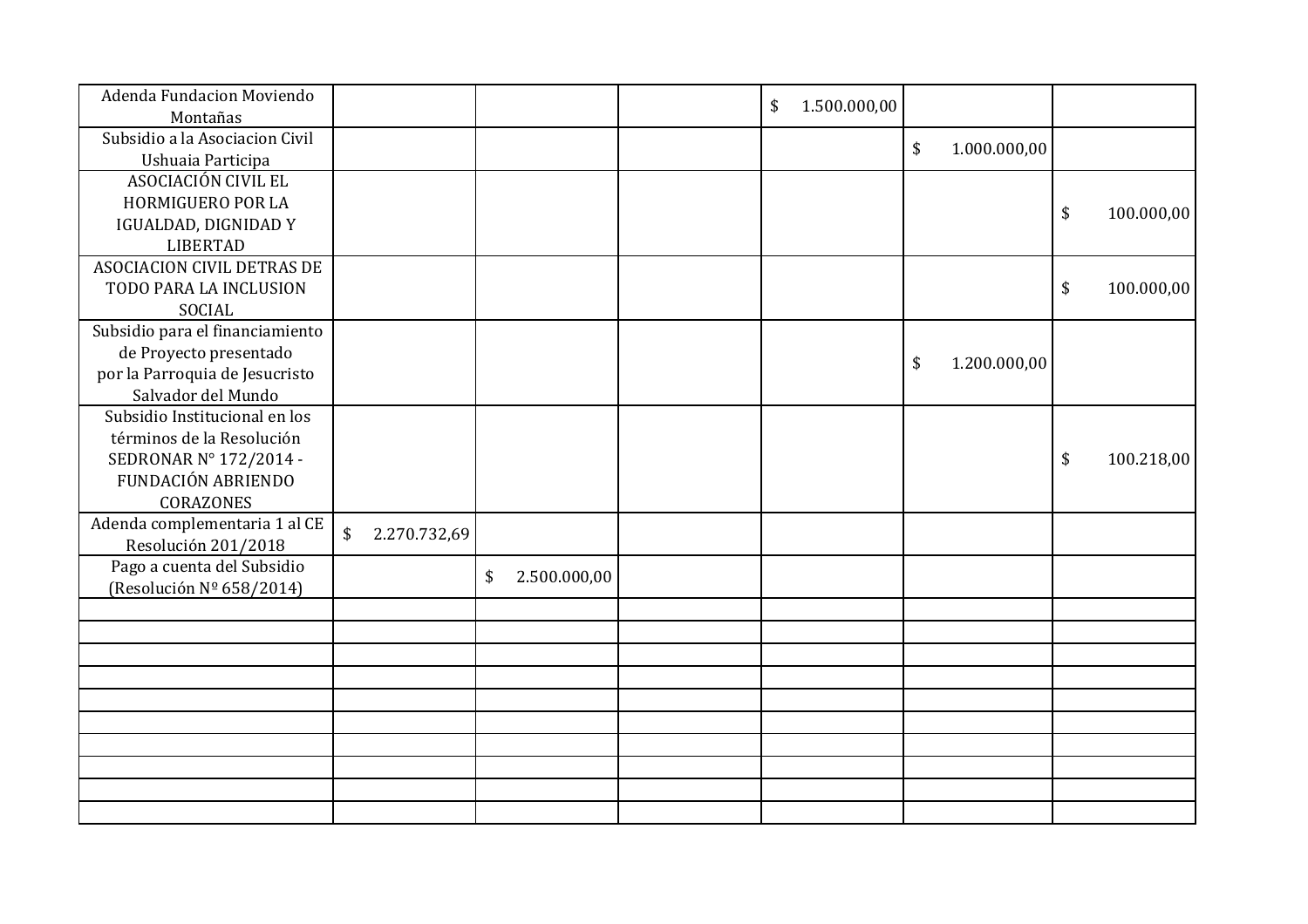| | | | | | | |
|---|---|---|---|---|---|---|
| Adenda Fundacion Moviendo Montañas | | | | $ 1.500.000,00 | | |
| Subsidio a la Asociacion Civil Ushuaia Participa | | | | | $ 1.000.000,00 | |
| ASOCIACIÓN CIVIL EL HORMIGUERO POR LA IGUALDAD, DIGNIDAD Y LIBERTAD | | | | | | $ 100.000,00 |
| ASOCIACION CIVIL DETRAS DE TODO PARA LA INCLUSION SOCIAL | | | | | | $ 100.000,00 |
| Subsidio para el financiamiento de Proyecto presentado por la Parroquia de Jesucristo Salvador del Mundo | | | | | $ 1.200.000,00 | |
| Subsidio Institucional en los términos de la Resolución SEDRONAR N° 172/2014 - FUNDACIÓN ABRIENDO CORAZONES | | | | | | $ 100.218,00 |
| Adenda complementaria 1 al CE Resolución 201/2018 | $ 2.270.732,69 | | | | | |
| Pago a cuenta del Subsidio (Resolución Nº 658/2014) | | $ 2.500.000,00 | | | | |
| | | | | | | |
| | | | | | | |
| | | | | | | |
| | | | | | | |
| | | | | | | |
| | | | | | | |
| | | | | | | |
| | | | | | | |
| | | | | | | |
| | | | | | | |